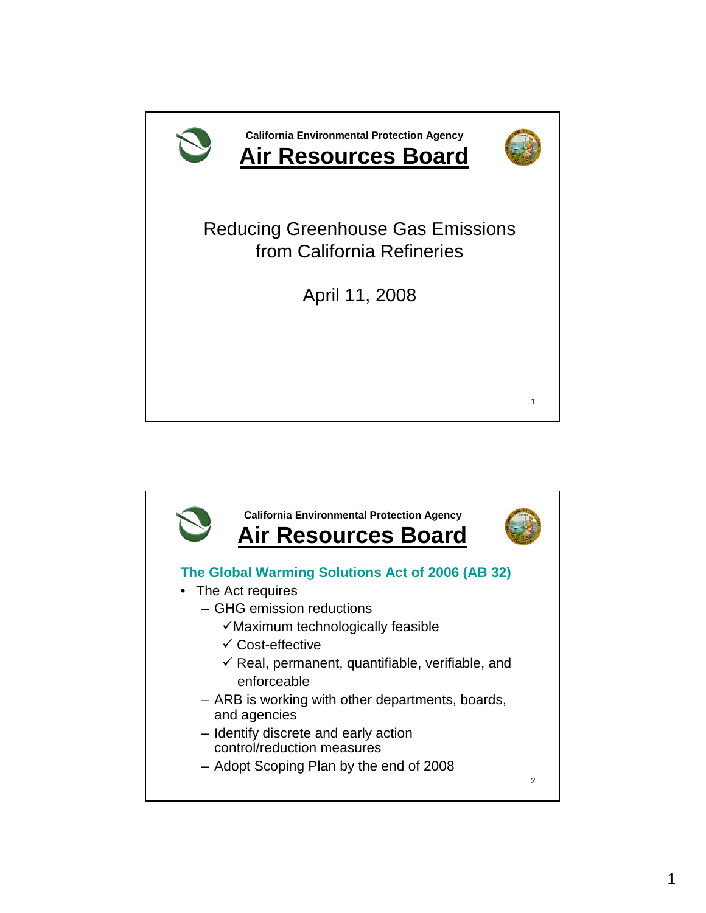California Environmental Protection Agency

# Air Resources Board

Reducing Greenhouse Gas Emissions from California Refineries

April 11, 2008

California Environmental Protection Agency

# Air Resources Board

## The Global Warming Solutions Act of 2006 (AB 32)

- The Act requires
  - GHG emission reductions
    - ✓ Maximum technologically feasible
    - ✓ Cost-effective
    - ✓ Real, permanent, quantifiable, verifiable, and enforceable
  - ARB is working with other departments, boards, and agencies
  - Identify discrete and early action control/reduction measures
  - Adopt Scoping Plan by the end of 2008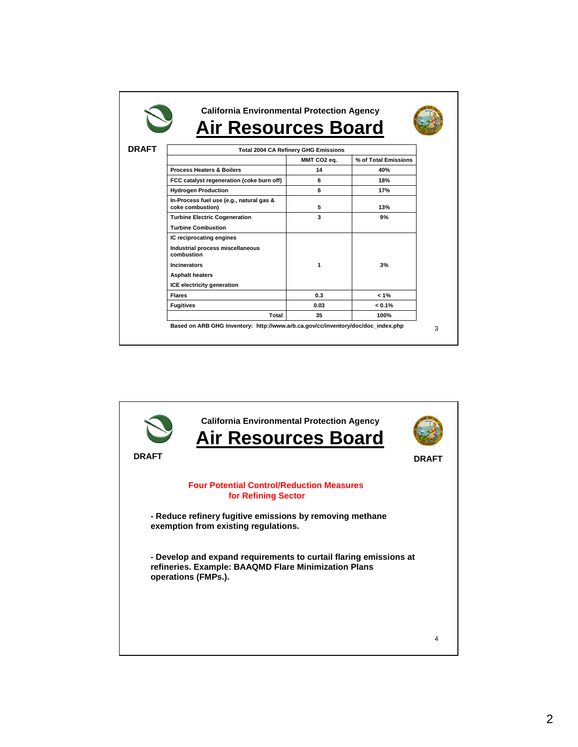California Environmental Protection Agency

# Air Resources Board

DRAFT

| Total 2004 CA Refinery GHG Emissions | | |
|---|---|---|
| | MMT CO2 eq. | % of Total Emissions |
| Process Heaters & Boilers | 14 | 40% |
| FCC catalyst regeneration (coke burn off) | 6 | 18% |
| Hydrogen Production | 6 | 17% |
| In-Process fuel use (e.g., natural gas & coke combustion) | 5 | 13% |
| Turbine Electric Cogeneration | 3 | 9% |
| Turbine Combustion<br>IC reciprocating engines<br>Industrial process miscellaneous combustion<br>Incinerators<br>Asphalt heaters<br>ICE electricity generation | 1 | 3% |
| Flares | 0.3 | < 1% |
| Fugitives | 0.03 | < 0.1% |
| Total | 35 | 100% |

Based on ARB GHG Inventory: http://www.arb.ca.gov/cc/inventory/doc/doc_index.php

California Environmental Protection Agency

# Air Resources Board

DRAFT

DRAFT

## Four Potential Control/Reduction Measures for Refining Sector

- Reduce refinery fugitive emissions by removing methane exemption from existing regulations.

- Develop and expand requirements to curtail flaring emissions at refineries. Example: BAAQMD Flare Minimization Plans operations (FMPs.).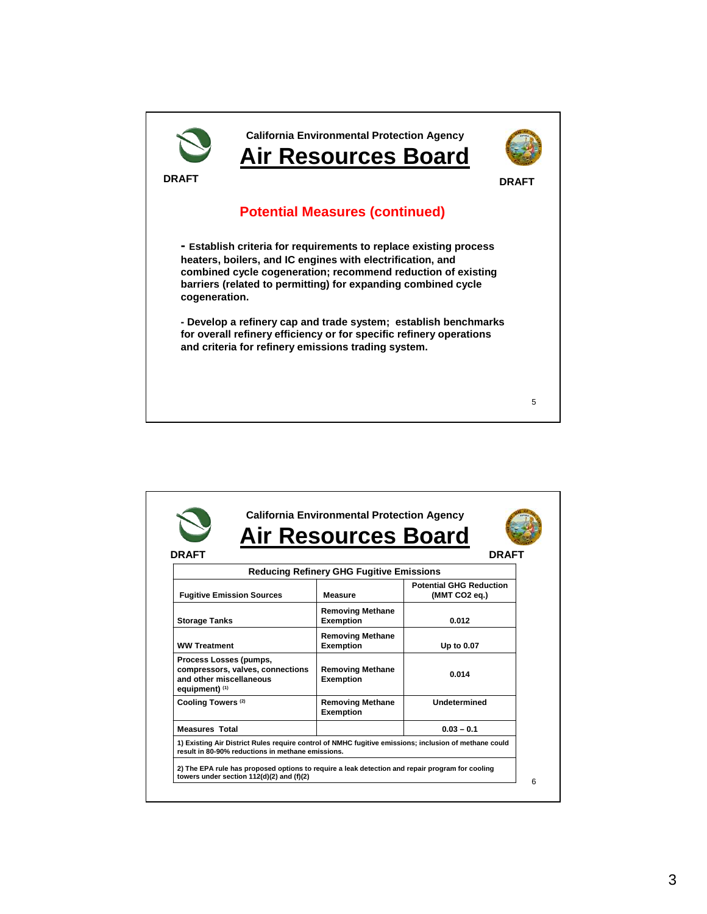California Environmental Protection Agency

## Air Resources Board

DRAFT

DRAFT

### Potential Measures (continued)

- Establish criteria for requirements to replace existing process heaters, boilers, and IC engines with electrification, and combined cycle cogeneration; recommend reduction of existing barriers (related to permitting) for expanding combined cycle cogeneration.

- Develop a refinery cap and trade system; establish benchmarks for overall refinery efficiency or for specific refinery operations and criteria for refinery emissions trading system.

California Environmental Protection Agency

## Air Resources Board

DRAFT

DRAFT

| Reducing Refinery GHG Fugitive Emissions | | |
|---|---|---|
| **Fugitive Emission Sources** | **Measure** | **Potential GHG Reduction (MMT CO2 eq.)** |
| Storage Tanks | Removing Methane Exemption | 0.012 |
| WW Treatment | Removing Methane Exemption | Up to 0.07 |
| Process Losses (pumps, compressors, valves, connections and other miscellaneous equipment) (1) | Removing Methane Exemption | 0.014 |
| Cooling Towers (2) | Removing Methane Exemption | Undetermined |
| Measures Total | | 0.03 – 0.1 |

1) Existing Air District Rules require control of NMHC fugitive emissions; inclusion of methane could result in 80-90% reductions in methane emissions.

2) The EPA rule has proposed options to require a leak detection and repair program for cooling towers under section 112(d)(2) and (f)(2)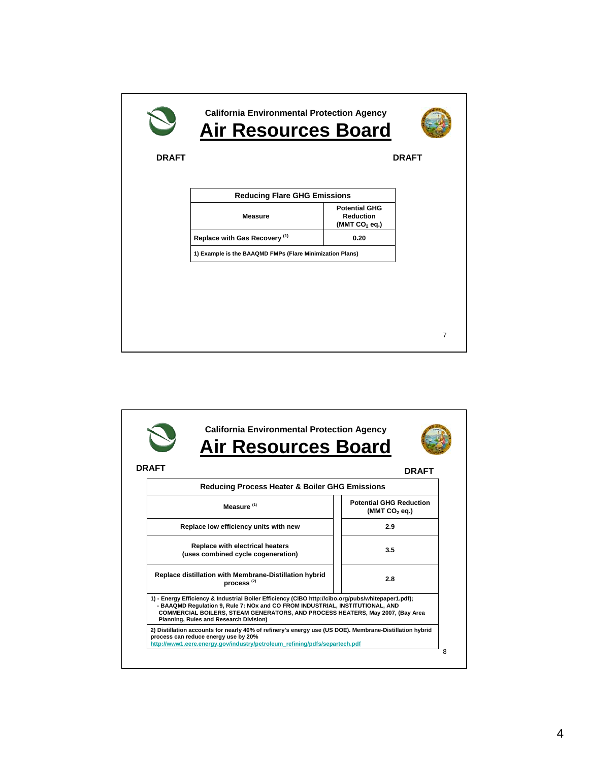California Environmental Protection Agency

# Air Resources Board

**DRAFT** **DRAFT**

| Reducing Flare GHG Emissions | |
|---|---|
| **Measure** | **Potential GHG Reduction ($MMT\ CO_2$ eq.)** |
| Replace with Gas Recovery [1] | 0.20 |
| 1) Example is the BAAQMD FMPs (Flare Minimization Plans) | |

---

California Environmental Protection Agency

# Air Resources Board

**DRAFT** **DRAFT**

| Reducing Process Heater & Boiler GHG Emissions | |
|---|---|
| **Measure [1]** | **Potential GHG Reduction ($MMT\ CO_2$ eq.)** |
| Replace low efficiency units with new | 2.9 |
| Replace with electrical heaters (uses combined cycle cogeneration) | 3.5 |
| Replace distillation with Membrane-Distillation hybrid process [2] | 2.8 |

1) - Energy Efficiency & Industrial Boiler Efficiency (CIBO http://cibo.org/pubs/whitepaper1.pdf);
- BAAQMD Regulation 9, Rule 7: NOx and CO FROM INDUSTRIAL, INSTITUTIONAL, AND COMMERCIAL BOILERS, STEAM GENERATORS, AND PROCESS HEATERS, May 2007, (Bay Area Planning, Rules and Research Division)

2) Distillation accounts for nearly 40% of refinery's energy use (US DOE). Membrane-Distillation hybrid process can reduce energy use by 20%
http://www1.eere.energy.gov/industry/petroleum_refining/pdfs/separtech.pdf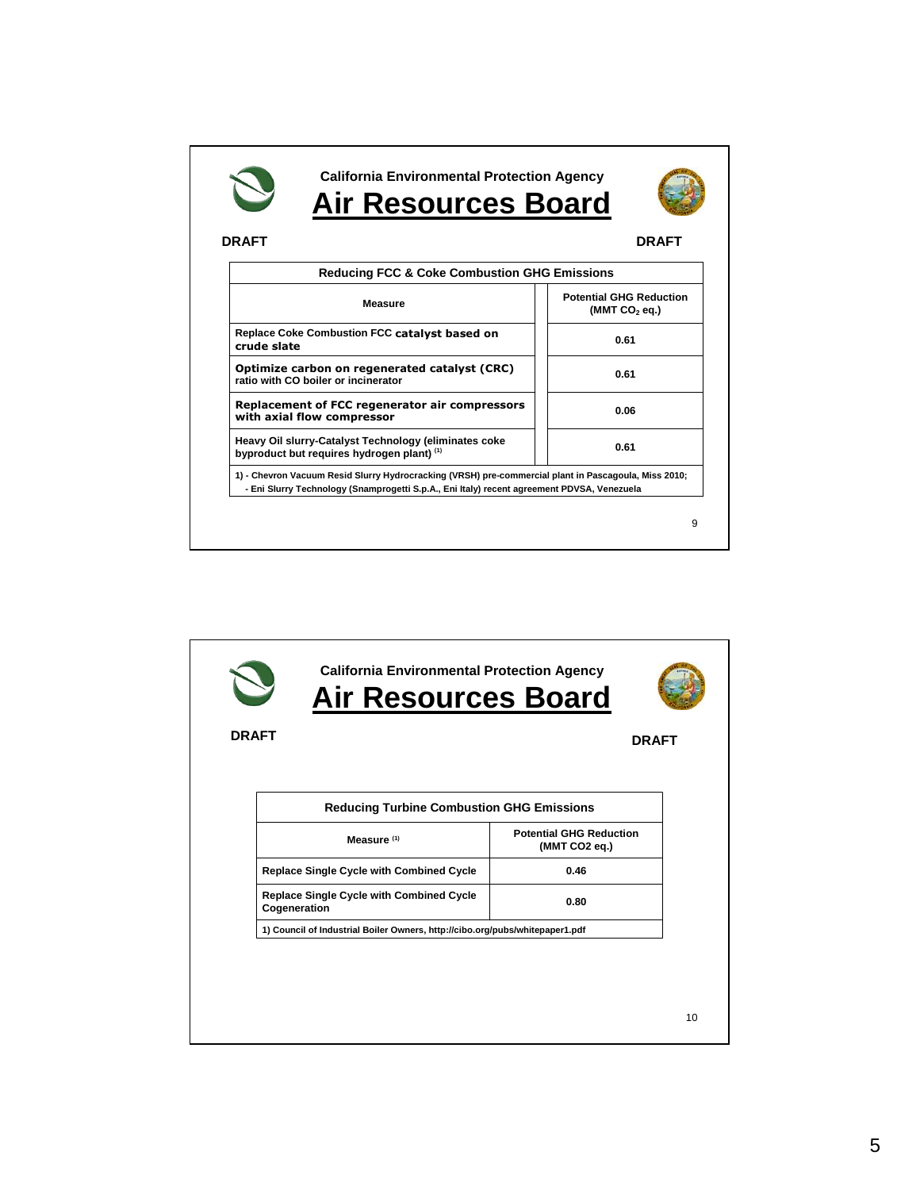California Environmental Protection Agency

# Air Resources Board

DRAFT DRAFT

| Reducing FCC & Coke Combustion GHG Emissions | |
|---|---|
| **Measure** | **Potential GHG Reduction ($MMT\ CO_2$ eq.)** |
| Replace Coke Combustion FCC catalyst based on crude slate | 0.61 |
| Optimize carbon on regenerated catalyst (CRC) ratio with CO boiler or incinerator | 0.61 |
| Replacement of FCC regenerator air compressors with axial flow compressor | 0.06 |
| Heavy Oil slurry-Catalyst Technology (eliminates coke byproduct but requires hydrogen plant) [1] | 0.61 |

1) - Chevron Vacuum Resid Slurry Hydrocracking (VRSH) pre-commercial plant in Pascagoula, Miss 2010;
- Eni Slurry Technology (Snamprogetti S.p.A., Eni Italy) recent agreement PDVSA, Venezuela

California Environmental Protection Agency

# Air Resources Board

DRAFT DRAFT

| Reducing Turbine Combustion GHG Emissions | |
|---|---|
| **Measure** [1] | **Potential GHG Reduction (MMT CO2 eq.)** |
| Replace Single Cycle with Combined Cycle | 0.46 |
| Replace Single Cycle with Combined Cycle Cogeneration | 0.80 |

1) Council of Industrial Boiler Owners, http://cibo.org/pubs/whitepaper1.pdf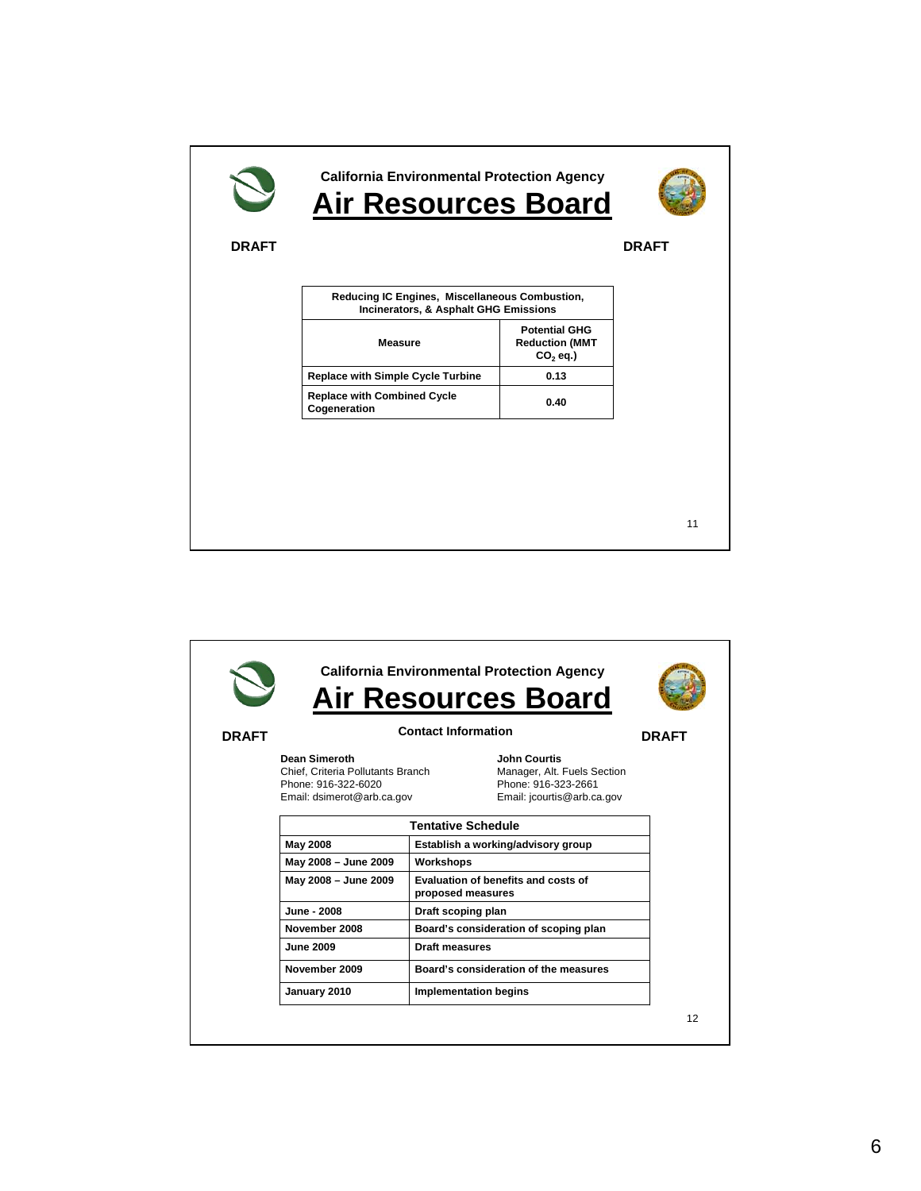California Environmental Protection Agency

# Air Resources Board

DRAFT DRAFT

| Reducing IC Engines, Miscellaneous Combustion, Incinerators, & Asphalt GHG Emissions | |
|---|---|
| **Measure** | **Potential GHG Reduction (MMT $CO_2$ eq.)** |
| Replace with Simple Cycle Turbine | 0.13 |
| Replace with Combined Cycle Cogeneration | 0.40 |

California Environmental Protection Agency

# Air Resources Board

DRAFT DRAFT

**Contact Information**

**Dean Simeroth**
Chief, Criteria Pollutants Branch
Phone: 916-322-6020
Email: dsimerot@arb.ca.gov

**John Courtis**
Manager, Alt. Fuels Section
Phone: 916-323-2661
Email: jcourtis@arb.ca.gov

| Tentative Schedule | |
|---|---|
| May 2008 | Establish a working/advisory group |
| May 2008 – June 2009 | Workshops |
| May 2008 – June 2009 | Evaluation of benefits and costs of proposed measures |
| June - 2008 | Draft scoping plan |
| November 2008 | Board's consideration of scoping plan |
| June 2009 | Draft measures |
| November 2009 | Board's consideration of the measures |
| January 2010 | Implementation begins |